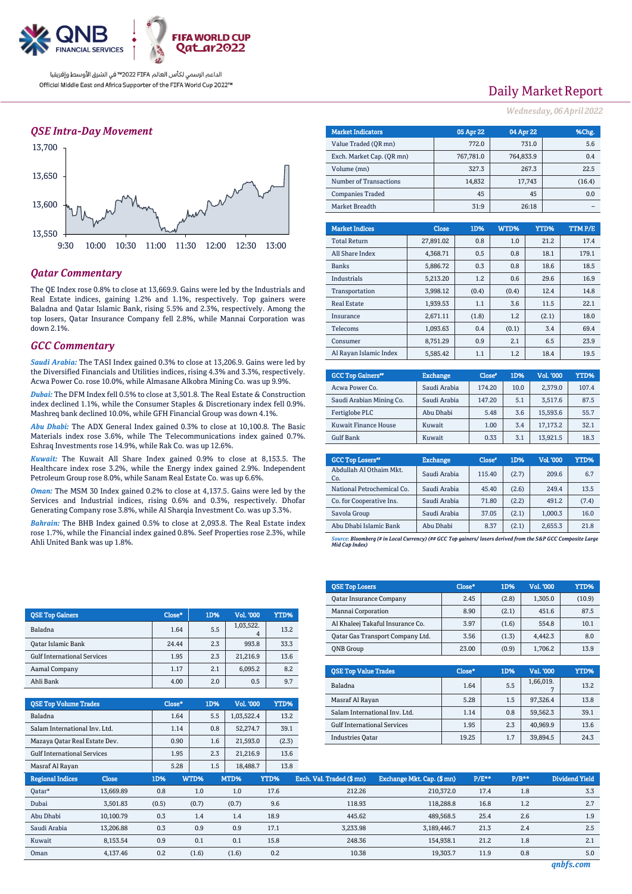QNB FINANCIAL SERVICES

FIFA WORLD CUP Qatar2022

الداعم الرسمي لكأس العالم FIFA 2022™ في الشرق الأوسط وإفريقيا

Official Middle East and Africa Supporter of the FIFA World Cup 2022™

# Daily Market Report

*Wednesday, 06 April 2022*

## QSE Intra-Day Movement

13,700

13,650

13,600

13,550

9:30 10:00 10:30 11:00 11:30 12:00 12:30 13:00

## Qatar Commentary

The QE Index rose 0.8% to close at 13,669.9. Gains were led by the Industrials and Real Estate indices, gaining 1.2% and 1.1%, respectively. Top gainers were Baladna and Qatar Islamic Bank, rising 5.5% and 2.3%, respectively. Among the top losers, Qatar Insurance Company fell 2.8%, while Mannai Corporation was down 2.1%.

## GCC Commentary

*Saudi Arabia:* The TASI Index gained 0.3% to close at 13,206.9. Gains were led by the Diversified Financials and Utilities indices, rising 4.3% and 3.3%, respectively. Acwa Power Co. rose 10.0%, while Almasane Alkobra Mining Co. was up 9.9%.

*Dubai:* The DFM Index fell 0.5% to close at 3,501.8. The Real Estate & Construction index declined 1.1%, while the Consumer Staples & Discretionary index fell 0.9%. Mashreq bank declined 10.0%, while GFH Financial Group was down 4.1%.

*Abu Dhabi:* The ADX General Index gained 0.3% to close at 10,100.8. The Basic Materials index rose 3.6%, while The Telecommunications index gained 0.7%. Eshraq Investments rose 14.9%, while Rak Co. was up 12.6%.

*Kuwait:* The Kuwait All Share Index gained 0.9% to close at 8,153.5. The Healthcare index rose 3.2%, while the Energy index gained 2.9%. Independent Petroleum Group rose 8.0%, while Sanam Real Estate Co. was up 6.6%.

*Oman:* The MSM 30 Index gained 0.2% to close at 4,137.5. Gains were led by the Services and Industrial indices, rising 0.6% and 0.3%, respectively. Dhofar Generating Company rose 3.8%, while Al Sharqia Investment Co. was up 3.3%.

*Bahrain:* The BHB Index gained 0.5% to close at 2,093.8. The Real Estate index rose 1.7%, while the Financial index gained 0.8%. Seef Properties rose 2.3%, while Ahli United Bank was up 1.8%.

| Market Indicators | 05 Apr 22 | 04 Apr 22 | %Chg. |
|---|---|---|---|
| Value Traded (QR mn) | 772.0 | 731.0 | 5.6 |
| Exch. Market Cap. (QR mn) | 767,781.0 | 764,833.9 | 0.4 |
| Volume (mn) | 327.3 | 267.3 | 22.5 |
| Number of Transactions | 14,832 | 17,743 | (16.4) |
| Companies Traded | 45 | 45 | 0.0 |
| Market Breadth | 31:9 | 26:18 | – |

| Market Indices | Close | 1D% | WTD% | YTD% | TTM P/E |
|---|---|---|---|---|---|
| Total Return | 27,891.02 | 0.8 | 1.0 | 21.2 | 17.4 |
| All Share Index | 4,368.71 | 0.5 | 0.8 | 18.1 | 179.1 |
| Banks | 5,886.72 | 0.3 | 0.8 | 18.6 | 18.5 |
| Industrials | 5,213.20 | 1.2 | 0.6 | 29.6 | 16.9 |
| Transportation | 3,998.12 | (0.4) | (0.4) | 12.4 | 14.8 |
| Real Estate | 1,939.53 | 1.1 | 3.6 | 11.5 | 22.1 |
| Insurance | 2,671.11 | (1.8) | 1.2 | (2.1) | 18.0 |
| Telecoms | 1,093.63 | 0.4 | (0.1) | 3.4 | 69.4 |
| Consumer | 8,751.29 | 0.9 | 2.1 | 6.5 | 23.9 |
| Al Rayan Islamic Index | 5,585.42 | 1.1 | 1.2 | 18.4 | 19.5 |

| GCC Top Gainers## | Exchange | Close# | 1D% | Vol. '000 | YTD% |
|---|---|---|---|---|---|
| Acwa Power Co. | Saudi Arabia | 174.20 | 10.0 | 2,379.0 | 107.4 |
| Saudi Arabian Mining Co. | Saudi Arabia | 147.20 | 5.1 | 3,517.6 | 87.5 |
| Fertiglobe PLC | Abu Dhabi | 5.48 | 3.6 | 15,593.6 | 55.7 |
| Kuwait Finance House | Kuwait | 1.00 | 3.4 | 17,173.2 | 32.1 |
| Gulf Bank | Kuwait | 0.33 | 3.1 | 13,921.5 | 18.3 |

| GCC Top Losers## | Exchange | Close# | 1D% | Vol. '000 | YTD% |
|---|---|---|---|---|---|
| Abdullah Al Othaim Mkt. Co. | Saudi Arabia | 115.40 | (2.7) | 209.6 | 6.7 |
| National Petrochemical Co. | Saudi Arabia | 45.40 | (2.6) | 249.4 | 13.5 |
| Co. for Cooperative Ins. | Saudi Arabia | 71.80 | (2.2) | 491.2 | (7.4) |
| Savola Group | Saudi Arabia | 37.05 | (2.1) | 1,000.3 | 16.0 |
| Abu Dhabi Islamic Bank | Abu Dhabi | 8.37 | (2.1) | 2,655.3 | 21.8 |

*Source: Bloomberg (# in Local Currency) (## GCC Top gainers/ losers derived from the S&P GCC Composite Large Mid Cap Index)*

| QSE Top Gainers | Close* | 1D% | Vol. '000 | YTD% |
|---|---|---|---|---|
| Baladna | 1.64 | 5.5 | 1,03,522.4 | 13.2 |
| Qatar Islamic Bank | 24.44 | 2.3 | 993.8 | 33.3 |
| Gulf International Services | 1.95 | 2.3 | 21,216.9 | 13.6 |
| Aamal Company | 1.17 | 2.1 | 6,095.2 | 8.2 |
| Ahli Bank | 4.00 | 2.0 | 0.5 | 9.7 |

| QSE Top Losers | Close* | 1D% | Vol. '000 | YTD% |
|---|---|---|---|---|
| Qatar Insurance Company | 2.45 | (2.8) | 1,305.0 | (10.9) |
| Mannai Corporation | 8.90 | (2.1) | 451.6 | 87.5 |
| Al Khaleej Takaful Insurance Co. | 3.97 | (1.6) | 554.8 | 10.1 |
| Qatar Gas Transport Company Ltd. | 3.56 | (1.3) | 4,442.3 | 8.0 |
| QNB Group | 23.00 | (0.9) | 1,706.2 | 13.9 |

| QSE Top Volume Trades | Close* | 1D% | Vol. '000 | YTD% |
|---|---|---|---|---|
| Baladna | 1.64 | 5.5 | 1,03,522.4 | 13.2 |
| Salam International Inv. Ltd. | 1.14 | 0.8 | 52,274.7 | 39.1 |
| Mazaya Qatar Real Estate Dev. | 0.90 | 1.6 | 21,593.0 | (2.3) |
| Gulf International Services | 1.95 | 2.3 | 21,216.9 | 13.6 |
| Masraf Al Rayan | 5.28 | 1.5 | 18,488.7 | 13.8 |

| QSE Top Value Trades | Close* | 1D% | Val. '000 | YTD% |
|---|---|---|---|---|
| Baladna | 1.64 | 5.5 | 1,66,019.7 | 13.2 |
| Masraf Al Rayan | 5.28 | 1.5 | 97,326.4 | 13.8 |
| Salam International Inv. Ltd. | 1.14 | 0.8 | 59,562.3 | 39.1 |
| Gulf International Services | 1.95 | 2.3 | 40,969.9 | 13.6 |
| Industries Qatar | 19.25 | 1.7 | 39,894.5 | 24.3 |

| Regional Indices | Close | 1D% | WTD% | MTD% | YTD% | Exch. Val. Traded ($ mn) | Exchange Mkt. Cap. ($ mn) | P/E** | P/B** | Dividend Yield |
|---|---|---|---|---|---|---|---|---|---|---|
| Qatar* | 13,669.89 | 0.8 | 1.0 | 1.0 | 17.6 | 212.26 | 210,372.0 | 17.4 | 1.8 | 3.3 |
| Dubai | 3,501.83 | (0.5) | (0.7) | (0.7) | 9.6 | 118.93 | 118,288.8 | 16.8 | 1.2 | 2.7 |
| Abu Dhabi | 10,100.79 | 0.3 | 1.4 | 1.4 | 18.9 | 445.62 | 489,568.5 | 25.4 | 2.6 | 1.9 |
| Saudi Arabia | 13,206.88 | 0.3 | 0.9 | 0.9 | 17.1 | 3,233.98 | 3,189,446.7 | 21.3 | 2.4 | 2.5 |
| Kuwait | 8,153.54 | 0.9 | 0.1 | 0.1 | 15.8 | 248.36 | 154,938.1 | 21.2 | 1.8 | 2.1 |
| Oman | 4,137.46 | 0.2 | (1.6) | (1.6) | 0.2 | 10.38 | 19,303.7 | 11.9 | 0.8 | 5.0 |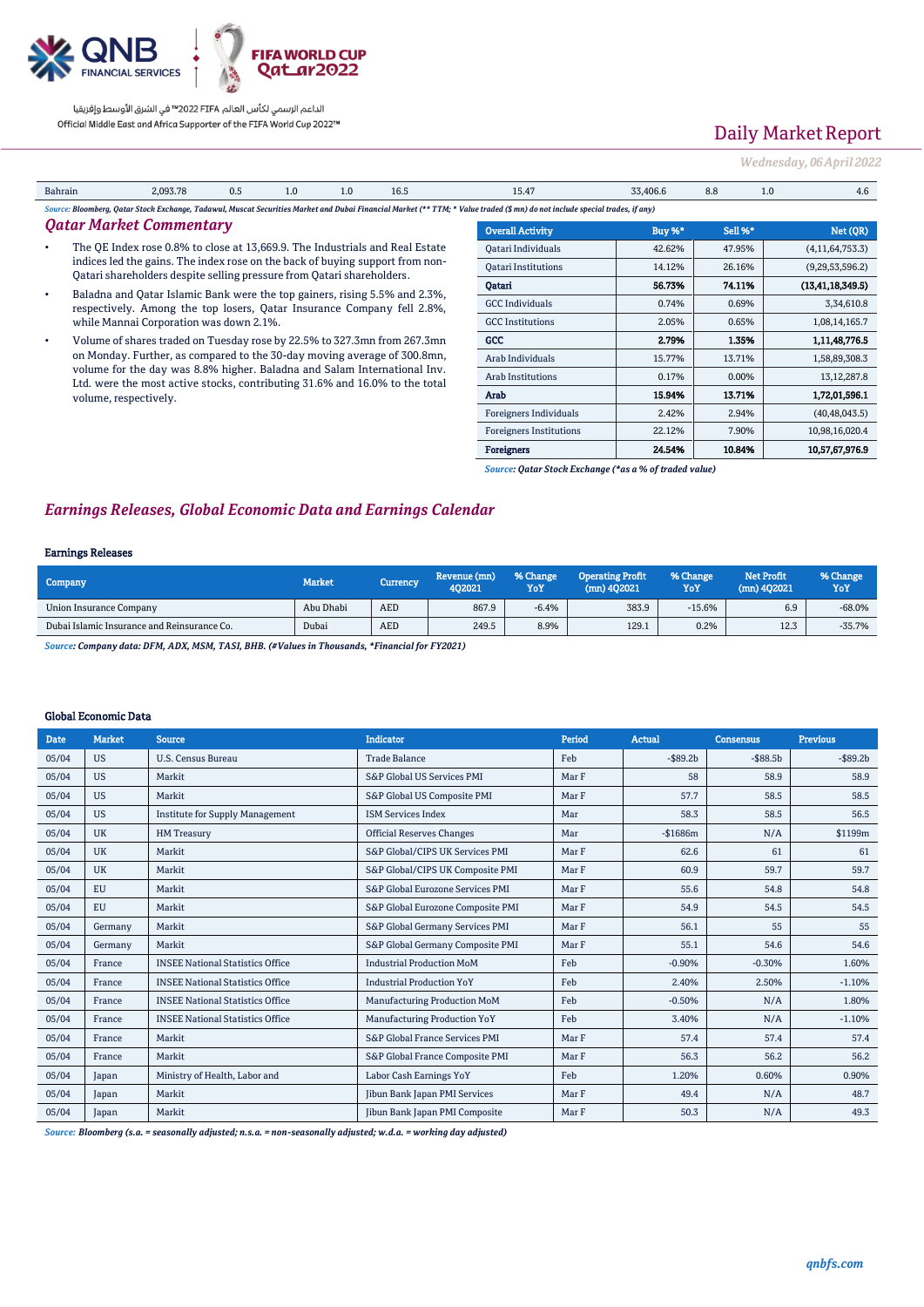| Bahrain | 2,093.78 | 0.5 | 1.0 | 1.0 | 16.5 | 15.47 | 33,406.6 | 8.8 | 1.0 | 4.6 |
|---|---|---|---|---|---|---|---|---|---|---|

*Source: Bloomberg, Qatar Stock Exchange, Tadawul, Muscat Securities Market and Dubai Financial Market (** TTM; * Value traded ($ mn) do not include special trades, if any)*

## *Qatar Market Commentary*

- The QE Index rose 0.8% to close at 13,669.9. The Industrials and Real Estate indices led the gains. The index rose on the back of buying support from non-Qatari shareholders despite selling pressure from Qatari shareholders.
- Baladna and Qatar Islamic Bank were the top gainers, rising 5.5% and 2.3%, respectively. Among the top losers, Qatar Insurance Company fell 2.8%, while Mannai Corporation was down 2.1%.
- Volume of shares traded on Tuesday rose by 22.5% to 327.3mn from 267.3mn on Monday. Further, as compared to the 30-day moving average of 300.8mn, volume for the day was 8.8% higher. Baladna and Salam International Inv. Ltd. were the most active stocks, contributing 31.6% and 16.0% to the total volume, respectively.

| Overall Activity | Buy %* | Sell %* | Net (QR) |
|---|---|---|---|
| Qatari Individuals | 42.62% | 47.95% | (4,11,64,753.3) |
| Qatari Institutions | 14.12% | 26.16% | (9,29,53,596.2) |
| **Qatari** | **56.73%** | **74.11%** | **(13,41,18,349.5)** |
| GCC Individuals | 0.74% | 0.69% | 3,34,610.8 |
| GCC Institutions | 2.05% | 0.65% | 1,08,14,165.7 |
| **GCC** | **2.79%** | **1.35%** | **1,11,48,776.5** |
| Arab Individuals | 15.77% | 13.71% | 1,58,89,308.3 |
| Arab Institutions | 0.17% | 0.00% | 13,12,287.8 |
| **Arab** | **15.94%** | **13.71%** | **1,72,01,596.1** |
| Foreigners Individuals | 2.42% | 2.94% | (40,48,043.5) |
| Foreigners Institutions | 22.12% | 7.90% | 10,98,16,020.4 |
| **Foreigners** | **24.54%** | **10.84%** | **10,57,67,976.9** |

*Source: Qatar Stock Exchange (*as a % of traded value)*

## *Earnings Releases, Global Economic Data and Earnings Calendar*

### Earnings Releases

| Company | Market | Currency | Revenue (mn) 4Q2021 | % Change YoY | Operating Profit (mn) 4Q2021 | % Change YoY | Net Profit (mn) 4Q2021 | % Change YoY |
|---|---|---|---|---|---|---|---|---|
| Union Insurance Company | Abu Dhabi | AED | 867.9 | -6.4% | 383.9 | -15.6% | 6.9 | -68.0% |
| Dubai Islamic Insurance and Reinsurance Co. | Dubai | AED | 249.5 | 8.9% | 129.1 | 0.2% | 12.3 | -35.7% |

*Source: Company data: DFM, ADX, MSM, TASI, BHB. (#Values in Thousands, *Financial for FY2021)*

### Global Economic Data

| Date | Market | Source | Indicator | Period | Actual | Consensus | Previous |
|---|---|---|---|---|---|---|---|
| 05/04 | US | U.S. Census Bureau | Trade Balance | Feb | -$89.2b | -$88.5b | -$89.2b |
| 05/04 | US | Markit | S&P Global US Services PMI | Mar F | 58 | 58.9 | 58.9 |
| 05/04 | US | Markit | S&P Global US Composite PMI | Mar F | 57.7 | 58.5 | 58.5 |
| 05/04 | US | Institute for Supply Management | ISM Services Index | Mar | 58.3 | 58.5 | 56.5 |
| 05/04 | UK | HM Treasury | Official Reserves Changes | Mar | -$1686m | N/A | $1199m |
| 05/04 | UK | Markit | S&P Global/CIPS UK Services PMI | Mar F | 62.6 | 61 | 61 |
| 05/04 | UK | Markit | S&P Global/CIPS UK Composite PMI | Mar F | 60.9 | 59.7 | 59.7 |
| 05/04 | EU | Markit | S&P Global Eurozone Services PMI | Mar F | 55.6 | 54.8 | 54.8 |
| 05/04 | EU | Markit | S&P Global Eurozone Composite PMI | Mar F | 54.9 | 54.5 | 54.5 |
| 05/04 | Germany | Markit | S&P Global Germany Services PMI | Mar F | 56.1 | 55 | 55 |
| 05/04 | Germany | Markit | S&P Global Germany Composite PMI | Mar F | 55.1 | 54.6 | 54.6 |
| 05/04 | France | INSEE National Statistics Office | Industrial Production MoM | Feb | -0.90% | -0.30% | 1.60% |
| 05/04 | France | INSEE National Statistics Office | Industrial Production YoY | Feb | 2.40% | 2.50% | -1.10% |
| 05/04 | France | INSEE National Statistics Office | Manufacturing Production MoM | Feb | -0.50% | N/A | 1.80% |
| 05/04 | France | INSEE National Statistics Office | Manufacturing Production YoY | Feb | 3.40% | N/A | -1.10% |
| 05/04 | France | Markit | S&P Global France Services PMI | Mar F | 57.4 | 57.4 | 57.4 |
| 05/04 | France | Markit | S&P Global France Composite PMI | Mar F | 56.3 | 56.2 | 56.2 |
| 05/04 | Japan | Ministry of Health, Labor and | Labor Cash Earnings YoY | Feb | 1.20% | 0.60% | 0.90% |
| 05/04 | Japan | Markit | Jibun Bank Japan PMI Services | Mar F | 49.4 | N/A | 48.7 |
| 05/04 | Japan | Markit | Jibun Bank Japan PMI Composite | Mar F | 50.3 | N/A | 49.3 |

*Source: Bloomberg (s.a. = seasonally adjusted; n.s.a. = non-seasonally adjusted; w.d.a. = working day adjusted)*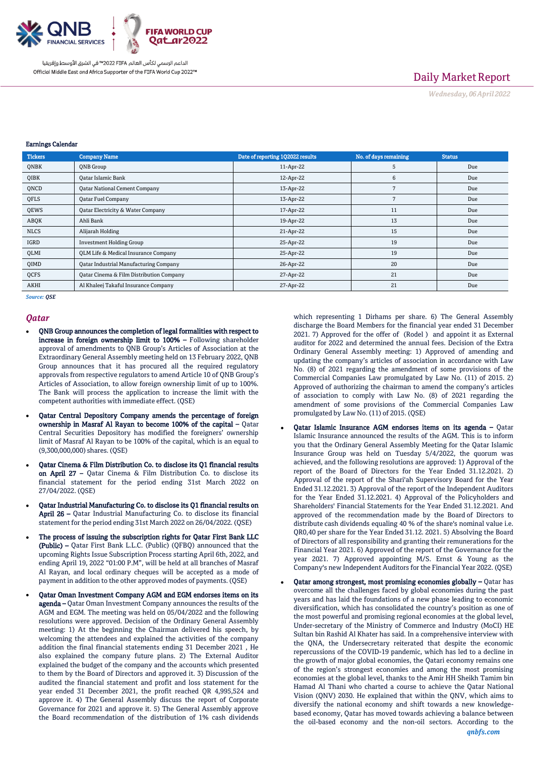Earnings Calendar

| Tickers | Company Name | Date of reporting 1Q2022 results | No. of days remaining | Status |
|---|---|---|---|---|
| QNBK | QNB Group | 11-Apr-22 | 5 | Due |
| QIBK | Qatar Islamic Bank | 12-Apr-22 | 6 | Due |
| QNCD | Qatar National Cement Company | 13-Apr-22 | 7 | Due |
| QFLS | Qatar Fuel Company | 13-Apr-22 | 7 | Due |
| QEWS | Qatar Electricity & Water Company | 17-Apr-22 | 11 | Due |
| ABQK | Ahli Bank | 19-Apr-22 | 13 | Due |
| NLCS | Alijarah Holding | 21-Apr-22 | 15 | Due |
| IGRD | Investment Holding Group | 25-Apr-22 | 19 | Due |
| QLMI | QLM Life & Medical Insurance Company | 25-Apr-22 | 19 | Due |
| QIMD | Qatar Industrial Manufacturing Company | 26-Apr-22 | 20 | Due |
| QCFS | Qatar Cinema & Film Distribution Company | 27-Apr-22 | 21 | Due |
| AKHI | Al Khaleej Takaful Insurance Company | 27-Apr-22 | 21 | Due |

*Source: QSE*

## *Qatar*

- **QNB Group announces the completion of legal formalities with respect to increase in foreign ownership limit to 100% –** Following shareholder approval of amendments to QNB Group's Articles of Association at the Extraordinary General Assembly meeting held on 13 February 2022, QNB Group announces that it has procured all the required regulatory approvals from respective regulators to amend Article 10 of QNB Group's Articles of Association, to allow foreign ownership limit of up to 100%. The Bank will process the application to increase the limit with the competent authorities with immediate effect. (QSE)

- **Qatar Central Depository Company amends the percentage of foreign ownership in Masraf Al Rayan to become 100% of the capital –** Qatar Central Securities Depository has modified the foreigners' ownership limit of Masraf Al Rayan to be 100% of the capital, which is an equal to (9,300,000,000) shares. (QSE)

- **Qatar Cinema & Film Distribution Co. to disclose its Q1 financial results on April 27 –** Qatar Cinema & Film Distribution Co. to disclose its financial statement for the period ending 31st March 2022 on 27/04/2022. (QSE)

- **Qatar Industrial Manufacturing Co. to disclose its Q1 financial results on April 26 –** Qatar Industrial Manufacturing Co. to disclose its financial statement for the period ending 31st March 2022 on 26/04/2022. (QSE)

- **The process of issuing the subscription rights for Qatar First Bank LLC (Public) –** Qatar First Bank L.L.C. (Public) (QFBQ) announced that the upcoming Rights Issue Subscription Process starting April 6th, 2022, and ending April 19, 2022 "01:00 P.M", will be held at all branches of Masraf Al Rayan, and local ordinary cheques will be accepted as a mode of payment in addition to the other approved modes of payments. (QSE)

- **Qatar Oman Investment Company AGM and EGM endorses items on its agenda –** Qatar Oman Investment Company announces the results of the AGM and EGM. The meeting was held on 05/04/2022 and the following resolutions were approved. Decision of the Ordinary General Assembly meeting: 1) At the beginning the Chairman delivered his speech, by welcoming the attendees and explained the activities of the company addition the final financial statements ending 31 December 2021 , He also explained the company future plans. 2) The External Auditor explained the budget of the company and the accounts which presented to them by the Board of Directors and approved it. 3) Discussion of the audited the financial statement and profit and loss statement for the year ended 31 December 2021, the profit reached QR 4,995,524 and approve it. 4) The General Assembly discuss the report of Corporate Governance for 2021 and approve it. 5) The General Assembly approve the Board recommendation of the distribution of 1% cash dividends which representing 1 Dirhams per share. 6) The General Assembly discharge the Board Members for the financial year ended 31 December 2021. 7) Approved for the offer of (Rodel ) and appoint it as External auditor for 2022 and determined the annual fees. Decision of the Extra Ordinary General Assembly meeting: 1) Approved of amending and updating the company's articles of association in accordance with Law No. (8) of 2021 regarding the amendment of some provisions of the Commercial Companies Law promulgated by Law No. (11) of 2015. 2) Approved of authorizing the chairman to amend the company's articles of association to comply with Law No. (8) of 2021 regarding the amendment of some provisions of the Commercial Companies Law promulgated by Law No. (11) of 2015. (QSE)

- **Qatar Islamic Insurance AGM endorses items on its agenda –** Qatar Islamic Insurance announced the results of the AGM. This is to inform you that the Ordinary General Assembly Meeting for the Qatar Islamic Insurance Group was held on Tuesday 5/4/2022, the quorum was achieved, and the following resolutions are approved: 1) Approval of the report of the Board of Directors for the Year Ended 31.12.2021. 2) Approval of the report of the Shari'ah Supervisory Board for the Year Ended 31.12.2021. 3) Approval of the report of the Independent Auditors for the Year Ended 31.12.2021. 4) Approval of the Policyholders and Shareholders' Financial Statements for the Year Ended 31.12.2021. And approved of the recommendation made by the Board of Directors to distribute cash dividends equaling 40 % of the share's nominal value i.e. QR0,40 per share for the Year Ended 31.12. 2021. 5) Absolving the Board of Directors of all responsibility and granting their remunerations for the Financial Year 2021. 6) Approved of the report of the Governance for the year 2021. 7) Approved appointing M/S. Ernst & Young as the Company's new Independent Auditors for the Financial Year 2022. (QSE)

- **Qatar among strongest, most promising economies globally –** Qatar has overcome all the challenges faced by global economies during the past years and has laid the foundations of a new phase leading to economic diversification, which has consolidated the country's position as one of the most powerful and promising regional economies at the global level, Under-secretary of the Ministry of Commerce and Industry (MoCI) HE Sultan bin Rashid Al Khater has said. In a comprehensive interview with the QNA, the Undersecretary reiterated that despite the economic repercussions of the COVID-19 pandemic, which has led to a decline in the growth of major global economies, the Qatari economy remains one of the region's strongest economies and among the most promising economies at the global level, thanks to the Amir HH Sheikh Tamim bin Hamad Al Thani who charted a course to achieve the Qatar National Vision (QNV) 2030. He explained that within the QNV, which aims to diversify the national economy and shift towards a new knowledge-based economy, Qatar has moved towards achieving a balance between the oil-based economy and the non-oil sectors. According to the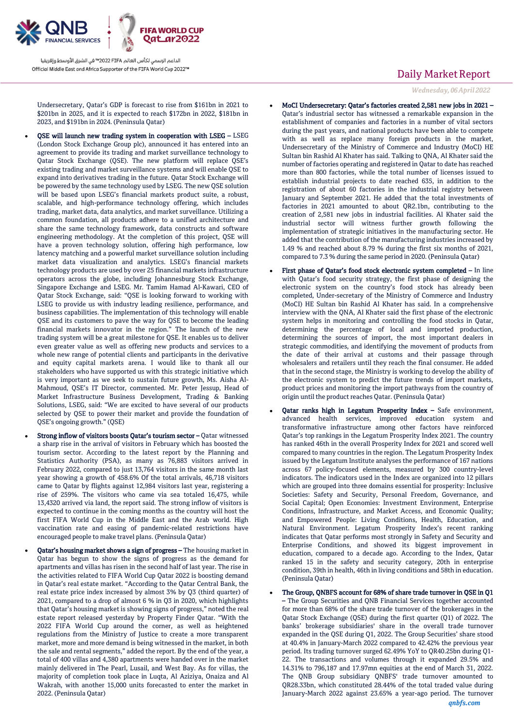Undersecretary, Qatar's GDP is forecast to rise from $161bn in 2021 to $201bn in 2025, and it is expected to reach $172bn in 2022, $181bn in 2023, and $191bn in 2024. (Peninsula Qatar)

- **QSE will launch new trading system in cooperation with LSEG –** LSEG (London Stock Exchange Group plc), announced it has entered into an agreement to provide its trading and market surveillance technology to Qatar Stock Exchange (QSE). The new platform will replace QSE's existing trading and market surveillance systems and will enable QSE to expand into derivatives trading in the future. Qatar Stock Exchange will be powered by the same technology used by LSEG. The new QSE solution will be based upon LSEG's financial markets product suite, a robust, scalable, and high-performance technology offering, which includes trading, market data, data analytics, and market surveillance. Utilizing a common foundation, all products adhere to a unified architecture and share the same technology framework, data constructs and software engineering methodology. At the completion of this project, QSE will have a proven technology solution, offering high performance, low latency matching and a powerful market surveillance solution including market data visualization and analytics. LSEG's financial markets technology products are used by over 25 financial markets infrastructure operators across the globe, including Johannesburg Stock Exchange, Singapore Exchange and LSEG. Mr. Tamim Hamad Al-Kawari, CEO of Qatar Stock Exchange, said: "QSE is looking forward to working with LSEG to provide us with industry leading resilience, performance, and business capabilities. The implementation of this technology will enable QSE and its customers to pave the way for QSE to become the leading financial markets innovator in the region." The launch of the new trading system will be a great milestone for QSE. It enables us to deliver even greater value as well as offering new products and services to a whole new range of potential clients and participants in the derivative and equity capital markets arena. I would like to thank all our stakeholders who have supported us with this strategic initiative which is very important as we seek to sustain future growth, Ms. Aisha Al-Mahmoud, QSE's IT Director, commented. Mr. Peter Jessup, Head of Market Infrastructure Business Development, Trading & Banking Solutions, LSEG, said: "We are excited to have several of our products selected by QSE to power their market and provide the foundation of QSE's ongoing growth." (QSE)
- **Strong inflow of visitors boosts Qatar's tourism sector –** Qatar witnessed a sharp rise in the arrival of visitors in February which has boosted the tourism sector. According to the latest report by the Planning and Statistics Authority (PSA), as many as 76,883 visitors arrived in February 2022, compared to just 13,764 visitors in the same month last year showing a growth of 458.6% Of the total arrivals, 46,718 visitors came to Qatar by flights against 12,984 visitors last year, registering a rise of 259%. The visitors who came via sea totaled 16,475, while 13,4320 arrived via land, the report said. The strong inflow of visitors is expected to continue in the coming months as the country will host the first FIFA World Cup in the Middle East and the Arab world. High vaccination rate and easing of pandemic-related restrictions have encouraged people to make travel plans. (Peninsula Qatar)
- **Qatar's housing market shows a sign of progress –** The housing market in Qatar has begun to show the signs of progress as the demand for apartments and villas has risen in the second half of last year. The rise in the activities related to FIFA World Cup Qatar 2022 is boosting demand in Qatar's real estate market. "According to the Qatar Central Bank, the real estate price index increased by almost 3% by Q3 (third quarter) of 2021, compared to a drop of almost 6 % in Q3 in 2020, which highlights that Qatar's housing market is showing signs of progress," noted the real estate report released yesterday by Property Finder Qatar. "With the 2022 FIFA World Cup around the corner, as well as heightened regulations from the Ministry of Justice to create a more transparent market, more and more demand is being witnessed in the market, in both the sale and rental segments," added the report. By the end of the year, a total of 400 villas and 4,380 apartments were handed over in the market mainly delivered in The Pearl, Lusail, and West Bay. As for villas, the majority of completion took place in Luqta, Al Aziziya, Onaiza and Al Wakrah, with another 15,000 units forecasted to enter the market in 2022. (Peninsula Qatar)
- **MoCI Undersecretary: Qatar's factories created 2,581 new jobs in 2021 –** Qatar's industrial sector has witnessed a remarkable expansion in the establishment of companies and factories in a number of vital sectors during the past years, and national products have been able to compete with as well as replace many foreign products in the market, Undersecretary of the Ministry of Commerce and Industry (MoCI) HE Sultan bin Rashid Al Khater has said. Talking to QNA, Al Khater said the number of factories operating and registered in Qatar to date has reached more than 800 factories, while the total number of licenses issued to establish industrial projects to date reached 635, in addition to the registration of about 60 factories in the industrial registry between January and September 2021. He added that the total investments of factories in 2021 amounted to about QR2.1bn, contributing to the creation of 2,581 new jobs in industrial facilities. Al Khater said the industrial sector will witness further growth following the implementation of strategic initiatives in the manufacturing sector. He added that the contribution of the manufacturing industries increased by 1.49 % and reached about 8.79 % during the first six months of 2021, compared to 7.3 % during the same period in 2020. (Peninsula Qatar)
- **First phase of Qatar's food stock electronic system completed –** In line with Qatar's food security strategy, the first phase of designing the electronic system on the country's food stock has already been completed, Under-secretary of the Ministry of Commerce and Industry (MoCI) HE Sultan bin Rashid Al Khater has said. In a comprehensive interview with the QNA, Al Khater said the first phase of the electronic system helps in monitoring and controlling the food stocks in Qatar, determining the percentage of local and imported production, determining the sources of import, the most important dealers in strategic commodities, and identifying the movement of products from the date of their arrival at customs and their passage through wholesalers and retailers until they reach the final consumer. He added that in the second stage, the Ministry is working to develop the ability of the electronic system to predict the future trends of import markets, product prices and monitoring the import pathways from the country of origin until the product reaches Qatar. (Peninsula Qatar)
- **Qatar ranks high in Legatum Prosperity Index –** Safe environment, advanced health services, improved education system and transformative infrastructure among other factors have reinforced Qatar's top rankings in the Legatum Prosperity Index 2021. The country has ranked 46th in the overall Prosperity Index for 2021 and scored well compared to many countries in the region. The Legatum Prosperity Index issued by the Legatum Institute analyses the performance of 167 nations across 67 policy-focused elements, measured by 300 country-level indicators. The indicators used in the Index are organized into 12 pillars which are grouped into three domains essential for prosperity: Inclusive Societies: Safety and Security, Personal Freedom, Governance, and Social Capital; Open Economies: Investment Environment, Enterprise Conditions, Infrastructure, and Market Access, and Economic Quality; and Empowered People: Living Conditions, Health, Education, and Natural Environment. Legatum Prosperity Index's recent ranking indicates that Qatar performs most strongly in Safety and Security and Enterprise Conditions, and showed its biggest improvement in education, compared to a decade ago. According to the Index, Qatar ranked 15 in the safety and security category, 20th in enterprise condition, 39th in health, 46th in living conditions and 58th in education. (Peninsula Qatar)
- **The Group, QNBFS account for 68% of share trade turnover in QSE in Q1 –** The Group Securities and QNB Financial Services together accounted for more than 68% of the share trade turnover of the brokerages in the Qatar Stock Exchange (QSE) during the first quarter (Q1) of 2022. The banks' brokerage subsidiaries' share in the overall trade turnover expanded in the QSE during Q1, 2022. The Group Securities' share stood at 40.4% in January-March 2022 compared to 42.42% the previous year period. Its trading turnover surged 62.49% YoY to QR40.25bn during Q1-22. The transactions and volumes through it expanded 29.5% and 14.31% to 796,187 and 17.97mn equities at the end of March 31, 2022. The QNB Group subsidiary QNBFS' trade turnover amounted to QR28.33bn, which constituted 28.44% of the total traded value during January-March 2022 against 23.65% a year-ago period. The turnover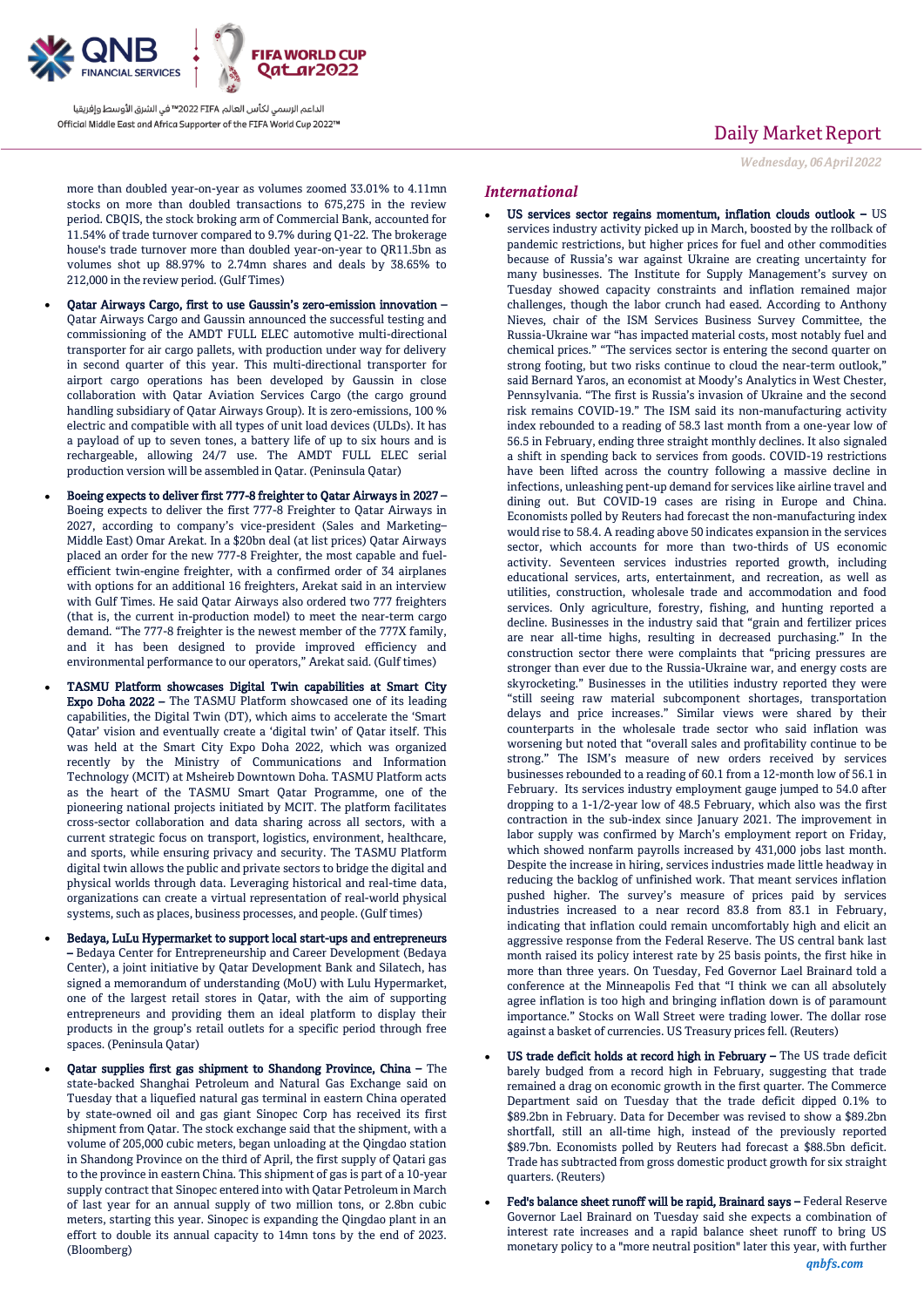more than doubled year-on-year as volumes zoomed 33.01% to 4.11mn stocks on more than doubled transactions to 675,275 in the review period. CBQIS, the stock broking arm of Commercial Bank, accounted for 11.54% of trade turnover compared to 9.7% during Q1-22. The brokerage house's trade turnover more than doubled year-on-year to QR11.5bn as volumes shot up 88.97% to 2.74mn shares and deals by 38.65% to 212,000 in the review period. (Gulf Times)

- **Qatar Airways Cargo, first to use Gaussin's zero-emission innovation –** Qatar Airways Cargo and Gaussin announced the successful testing and commissioning of the AMDT FULL ELEC automotive multi-directional transporter for air cargo pallets, with production under way for delivery in second quarter of this year. This multi-directional transporter for airport cargo operations has been developed by Gaussin in close collaboration with Qatar Aviation Services Cargo (the cargo ground handling subsidiary of Qatar Airways Group). It is zero-emissions, 100 % electric and compatible with all types of unit load devices (ULDs). It has a payload of up to seven tones, a battery life of up to six hours and is rechargeable, allowing 24/7 use. The AMDT FULL ELEC serial production version will be assembled in Qatar. (Peninsula Qatar)

- **Boeing expects to deliver first 777-8 freighter to Qatar Airways in 2027 –** Boeing expects to deliver the first 777-8 Freighter to Qatar Airways in 2027, according to company's vice-president (Sales and Marketing–Middle East) Omar Arekat. In a $20bn deal (at list prices) Qatar Airways placed an order for the new 777-8 Freighter, the most capable and fuel-efficient twin-engine freighter, with a confirmed order of 34 airplanes with options for an additional 16 freighters, Arekat said in an interview with Gulf Times. He said Qatar Airways also ordered two 777 freighters (that is, the current in-production model) to meet the near-term cargo demand. "The 777-8 freighter is the newest member of the 777X family, and it has been designed to provide improved efficiency and environmental performance to our operators," Arekat said. (Gulf times)

- **TASMU Platform showcases Digital Twin capabilities at Smart City Expo Doha 2022 –** The TASMU Platform showcased one of its leading capabilities, the Digital Twin (DT), which aims to accelerate the 'Smart Qatar' vision and eventually create a 'digital twin' of Qatar itself. This was held at the Smart City Expo Doha 2022, which was organized recently by the Ministry of Communications and Information Technology (MCIT) at Msheireb Downtown Doha. TASMU Platform acts as the heart of the TASMU Smart Qatar Programme, one of the pioneering national projects initiated by MCIT. The platform facilitates cross-sector collaboration and data sharing across all sectors, with a current strategic focus on transport, logistics, environment, healthcare, and sports, while ensuring privacy and security. The TASMU Platform digital twin allows the public and private sectors to bridge the digital and physical worlds through data. Leveraging historical and real-time data, organizations can create a virtual representation of real-world physical systems, such as places, business processes, and people. (Gulf times)

- **Bedaya, LuLu Hypermarket to support local start-ups and entrepreneurs –** Bedaya Center for Entrepreneurship and Career Development (Bedaya Center), a joint initiative by Qatar Development Bank and Silatech, has signed a memorandum of understanding (MoU) with Lulu Hypermarket, one of the largest retail stores in Qatar, with the aim of supporting entrepreneurs and providing them an ideal platform to display their products in the group's retail outlets for a specific period through free spaces. (Peninsula Qatar)

- **Qatar supplies first gas shipment to Shandong Province, China –** The state-backed Shanghai Petroleum and Natural Gas Exchange said on Tuesday that a liquefied natural gas terminal in eastern China operated by state-owned oil and gas giant Sinopec Corp has received its first shipment from Qatar. The stock exchange said that the shipment, with a volume of 205,000 cubic meters, began unloading at the Qingdao station in Shandong Province on the third of April, the first supply of Qatari gas to the province in eastern China. This shipment of gas is part of a 10-year supply contract that Sinopec entered into with Qatar Petroleum in March of last year for an annual supply of two million tons, or 2.8bn cubic meters, starting this year. Sinopec is expanding the Qingdao plant in an effort to double its annual capacity to 14mn tons by the end of 2023. (Bloomberg)

## *International*

- **US services sector regains momentum, inflation clouds outlook –** US services industry activity picked up in March, boosted by the rollback of pandemic restrictions, but higher prices for fuel and other commodities because of Russia's war against Ukraine are creating uncertainty for many businesses. The Institute for Supply Management's survey on Tuesday showed capacity constraints and inflation remained major challenges, though the labor crunch had eased. According to Anthony Nieves, chair of the ISM Services Business Survey Committee, the Russia-Ukraine war "has impacted material costs, most notably fuel and chemical prices." "The services sector is entering the second quarter on strong footing, but two risks continue to cloud the near-term outlook," said Bernard Yaros, an economist at Moody's Analytics in West Chester, Pennsylvania. "The first is Russia's invasion of Ukraine and the second risk remains COVID-19." The ISM said its non-manufacturing activity index rebounded to a reading of 58.3 last month from a one-year low of 56.5 in February, ending three straight monthly declines. It also signaled a shift in spending back to services from goods. COVID-19 restrictions have been lifted across the country following a massive decline in infections, unleashing pent-up demand for services like airline travel and dining out. But COVID-19 cases are rising in Europe and China. Economists polled by Reuters had forecast the non-manufacturing index would rise to 58.4. A reading above 50 indicates expansion in the services sector, which accounts for more than two-thirds of US economic activity. Seventeen services industries reported growth, including educational services, arts, entertainment, and recreation, as well as utilities, construction, wholesale trade and accommodation and food services. Only agriculture, forestry, fishing, and hunting reported a decline. Businesses in the industry said that "grain and fertilizer prices are near all-time highs, resulting in decreased purchasing." In the construction sector there were complaints that "pricing pressures are stronger than ever due to the Russia-Ukraine war, and energy costs are skyrocketing." Businesses in the utilities industry reported they were "still seeing raw material subcomponent shortages, transportation delays and price increases." Similar views were shared by their counterparts in the wholesale trade sector who said inflation was worsening but noted that "overall sales and profitability continue to be strong." The ISM's measure of new orders received by services businesses rebounded to a reading of 60.1 from a 12-month low of 56.1 in February. Its services industry employment gauge jumped to 54.0 after dropping to a 1-1/2-year low of 48.5 February, which also was the first contraction in the sub-index since January 2021. The improvement in labor supply was confirmed by March's employment report on Friday, which showed nonfarm payrolls increased by 431,000 jobs last month. Despite the increase in hiring, services industries made little headway in reducing the backlog of unfinished work. That meant services inflation pushed higher. The survey's measure of prices paid by services industries increased to a near record 83.8 from 83.1 in February, indicating that inflation could remain uncomfortably high and elicit an aggressive response from the Federal Reserve. The US central bank last month raised its policy interest rate by 25 basis points, the first hike in more than three years. On Tuesday, Fed Governor Lael Brainard told a conference at the Minneapolis Fed that "I think we can all absolutely agree inflation is too high and bringing inflation down is of paramount importance." Stocks on Wall Street were trading lower. The dollar rose against a basket of currencies. US Treasury prices fell. (Reuters)

- **US trade deficit holds at record high in February –** The US trade deficit barely budged from a record high in February, suggesting that trade remained a drag on economic growth in the first quarter. The Commerce Department said on Tuesday that the trade deficit dipped 0.1% to $89.2bn in February. Data for December was revised to show a $89.2bn shortfall, still an all-time high, instead of the previously reported $89.7bn. Economists polled by Reuters had forecast a $88.5bn deficit. Trade has subtracted from gross domestic product growth for six straight quarters. (Reuters)

- **Fed's balance sheet runoff will be rapid, Brainard says –** Federal Reserve Governor Lael Brainard on Tuesday said she expects a combination of interest rate increases and a rapid balance sheet runoff to bring US monetary policy to a "more neutral position" later this year, with further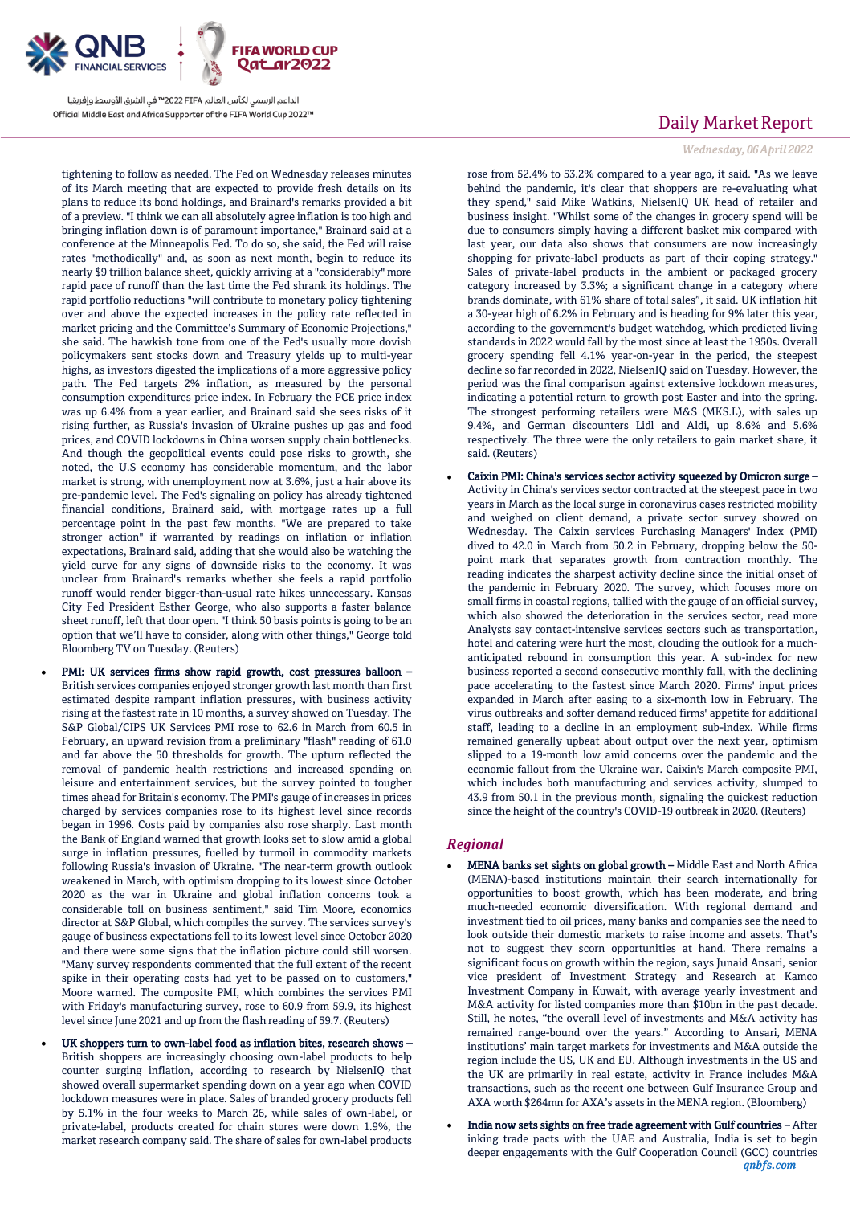tightening to follow as needed. The Fed on Wednesday releases minutes of its March meeting that are expected to provide fresh details on its plans to reduce its bond holdings, and Brainard's remarks provided a bit of a preview. "I think we can all absolutely agree inflation is too high and bringing inflation down is of paramount importance," Brainard said at a conference at the Minneapolis Fed. To do so, she said, the Fed will raise rates "methodically" and, as soon as next month, begin to reduce its nearly $9 trillion balance sheet, quickly arriving at a "considerably" more rapid pace of runoff than the last time the Fed shrank its holdings. The rapid portfolio reductions "will contribute to monetary policy tightening over and above the expected increases in the policy rate reflected in market pricing and the Committee's Summary of Economic Projections," she said. The hawkish tone from one of the Fed's usually more dovish policymakers sent stocks down and Treasury yields up to multi-year highs, as investors digested the implications of a more aggressive policy path. The Fed targets 2% inflation, as measured by the personal consumption expenditures price index. In February the PCE price index was up by 6.4% from a year earlier, and Brainard said she sees risks of it rising further, as Russia's invasion of Ukraine pushes up gas and food prices, and COVID lockdowns in China worsen supply chain bottlenecks. And though the geopolitical events could pose risks to growth, she noted, the U.S economy has considerable momentum, and the labor market is strong, with unemployment now at 3.6%, just a hair above its pre-pandemic level. The Fed's signaling on policy has already tightened financial conditions, Brainard said, with mortgage rates up a full percentage point in the past few months. "We are prepared to take stronger action" if warranted by readings on inflation or inflation expectations, Brainard said, adding that she would also be watching the yield curve for any signs of downside risks to the economy. It was unclear from Brainard's remarks whether she feels a rapid portfolio runoff would render bigger-than-usual rate hikes unnecessary. Kansas City Fed President Esther George, who also supports a faster balance sheet runoff, left that door open. "I think 50 basis points is going to be an option that we'll have to consider, along with other things," George told Bloomberg TV on Tuesday. (Reuters)

- PMI: UK services firms show rapid growth, cost pressures balloon – British services companies enjoyed stronger growth last month than first estimated despite rampant inflation pressures, with business activity rising at the fastest rate in 10 months, a survey showed on Tuesday. The S&P Global/CIPS UK Services PMI rose to 62.6 in March from 60.5 in February, an upward revision from a preliminary "flash" reading of 61.0 and far above the 50 thresholds for growth. The upturn reflected the removal of pandemic health restrictions and increased spending on leisure and entertainment services, but the survey pointed to tougher times ahead for Britain's economy. The PMI's gauge of increases in prices charged by services companies rose to its highest level since records began in 1996. Costs paid by companies also rose sharply. Last month the Bank of England warned that growth looks set to slow amid a global surge in inflation pressures, fuelled by turmoil in commodity markets following Russia's invasion of Ukraine. "The near-term growth outlook weakened in March, with optimism dropping to its lowest since October 2020 as the war in Ukraine and global inflation concerns took a considerable toll on business sentiment," said Tim Moore, economics director at S&P Global, which compiles the survey. The services survey's gauge of business expectations fell to its lowest level since October 2020 and there were some signs that the inflation picture could still worsen. "Many survey respondents commented that the full extent of the recent spike in their operating costs had yet to be passed on to customers," Moore warned. The composite PMI, which combines the services PMI with Friday's manufacturing survey, rose to 60.9 from 59.9, its highest level since June 2021 and up from the flash reading of 59.7. (Reuters)

- UK shoppers turn to own-label food as inflation bites, research shows – British shoppers are increasingly choosing own-label products to help counter surging inflation, according to research by NielsenIQ that showed overall supermarket spending down on a year ago when COVID lockdown measures were in place. Sales of branded grocery products fell by 5.1% in the four weeks to March 26, while sales of own-label, or private-label, products created for chain stores were down 1.9%, the market research company said. The share of sales for own-label products rose from 52.4% to 53.2% compared to a year ago, it said. "As we leave behind the pandemic, it's clear that shoppers are re-evaluating what they spend," said Mike Watkins, NielsenIQ UK head of retailer and business insight. "Whilst some of the changes in grocery spend will be due to consumers simply having a different basket mix compared with last year, our data also shows that consumers are now increasingly shopping for private-label products as part of their coping strategy." Sales of private-label products in the ambient or packaged grocery category increased by 3.3%; a significant change in a category where brands dominate, with 61% share of total sales", it said. UK inflation hit a 30-year high of 6.2% in February and is heading for 9% later this year, according to the government's budget watchdog, which predicted living standards in 2022 would fall by the most since at least the 1950s. Overall grocery spending fell 4.1% year-on-year in the period, the steepest decline so far recorded in 2022, NielsenIQ said on Tuesday. However, the period was the final comparison against extensive lockdown measures, indicating a potential return to growth post Easter and into the spring. The strongest performing retailers were M&S (MKS.L), with sales up 9.4%, and German discounters Lidl and Aldi, up 8.6% and 5.6% respectively. The three were the only retailers to gain market share, it said. (Reuters)

- Caixin PMI: China's services sector activity squeezed by Omicron surge – Activity in China's services sector contracted at the steepest pace in two years in March as the local surge in coronavirus cases restricted mobility and weighed on client demand, a private sector survey showed on Wednesday. The Caixin services Purchasing Managers' Index (PMI) dived to 42.0 in March from 50.2 in February, dropping below the 50-point mark that separates growth from contraction monthly. The reading indicates the sharpest activity decline since the initial onset of the pandemic in February 2020. The survey, which focuses more on small firms in coastal regions, tallied with the gauge of an official survey, which also showed the deterioration in the services sector, read more Analysts say contact-intensive services sectors such as transportation, hotel and catering were hurt the most, clouding the outlook for a much-anticipated rebound in consumption this year. A sub-index for new business reported a second consecutive monthly fall, with the declining pace accelerating to the fastest since March 2020. Firms' input prices expanded in March after easing to a six-month low in February. The virus outbreaks and softer demand reduced firms' appetite for additional staff, leading to a decline in an employment sub-index. While firms remained generally upbeat about output over the next year, optimism slipped to a 19-month low amid concerns over the pandemic and the economic fallout from the Ukraine war. Caixin's March composite PMI, which includes both manufacturing and services activity, slumped to 43.9 from 50.1 in the previous month, signaling the quickest reduction since the height of the country's COVID-19 outbreak in 2020. (Reuters)

## Regional

- MENA banks set sights on global growth – Middle East and North Africa (MENA)-based institutions maintain their search internationally for opportunities to boost growth, which has been moderate, and bring much-needed economic diversification. With regional demand and investment tied to oil prices, many banks and companies see the need to look outside their domestic markets to raise income and assets. That's not to suggest they scorn opportunities at hand. There remains a significant focus on growth within the region, says Junaid Ansari, senior vice president of Investment Strategy and Research at Kamco Investment Company in Kuwait, with average yearly investment and M&A activity for listed companies more than $10bn in the past decade. Still, he notes, "the overall level of investments and M&A activity has remained range-bound over the years." According to Ansari, MENA institutions' main target markets for investments and M&A outside the region include the US, UK and EU. Although investments in the US and the UK are primarily in real estate, activity in France includes M&A transactions, such as the recent one between Gulf Insurance Group and AXA worth $264mn for AXA's assets in the MENA region. (Bloomberg)

- India now sets sights on free trade agreement with Gulf countries – After inking trade pacts with the UAE and Australia, India is set to begin deeper engagements with the Gulf Cooperation Council (GCC) countries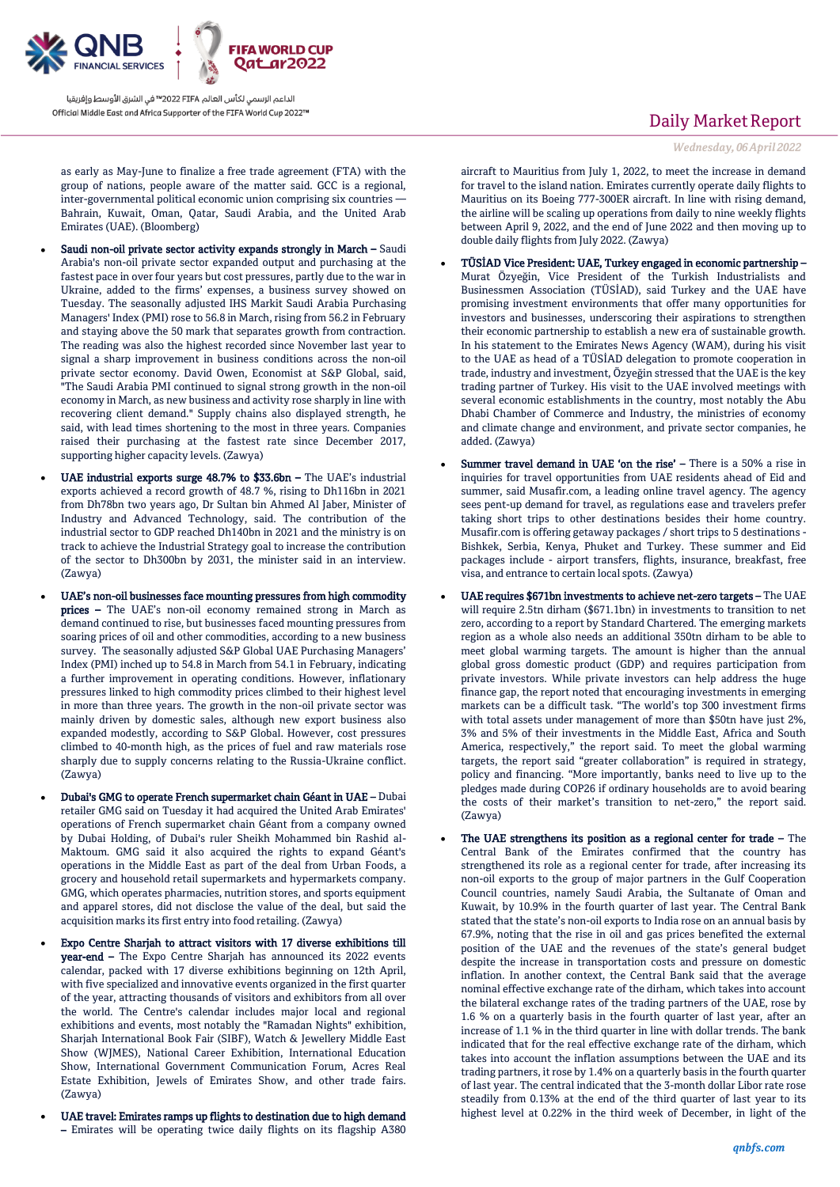as early as May-June to finalize a free trade agreement (FTA) with the group of nations, people aware of the matter said. GCC is a regional, inter-governmental political economic union comprising six countries — Bahrain, Kuwait, Oman, Qatar, Saudi Arabia, and the United Arab Emirates (UAE). (Bloomberg)

- **Saudi non-oil private sector activity expands strongly in March –** Saudi Arabia's non-oil private sector expanded output and purchasing at the fastest pace in over four years but cost pressures, partly due to the war in Ukraine, added to the firms' expenses, a business survey showed on Tuesday. The seasonally adjusted IHS Markit Saudi Arabia Purchasing Managers' Index (PMI) rose to 56.8 in March, rising from 56.2 in February and staying above the 50 mark that separates growth from contraction. The reading was also the highest recorded since November last year to signal a sharp improvement in business conditions across the non-oil private sector economy. David Owen, Economist at S&P Global, said, "The Saudi Arabia PMI continued to signal strong growth in the non-oil economy in March, as new business and activity rose sharply in line with recovering client demand." Supply chains also displayed strength, he said, with lead times shortening to the most in three years. Companies raised their purchasing at the fastest rate since December 2017, supporting higher capacity levels. (Zawya)

- **UAE industrial exports surge 48.7% to $33.6bn –** The UAE's industrial exports achieved a record growth of 48.7 %, rising to Dh116bn in 2021 from Dh78bn two years ago, Dr Sultan bin Ahmed Al Jaber, Minister of Industry and Advanced Technology, said. The contribution of the industrial sector to GDP reached Dh140bn in 2021 and the ministry is on track to achieve the Industrial Strategy goal to increase the contribution of the sector to Dh300bn by 2031, the minister said in an interview. (Zawya)

- **UAE's non-oil businesses face mounting pressures from high commodity prices –** The UAE's non-oil economy remained strong in March as demand continued to rise, but businesses faced mounting pressures from soaring prices of oil and other commodities, according to a new business survey. The seasonally adjusted S&P Global UAE Purchasing Managers' Index (PMI) inched up to 54.8 in March from 54.1 in February, indicating a further improvement in operating conditions. However, inflationary pressures linked to high commodity prices climbed to their highest level in more than three years. The growth in the non-oil private sector was mainly driven by domestic sales, although new export business also expanded modestly, according to S&P Global. However, cost pressures climbed to 40-month high, as the prices of fuel and raw materials rose sharply due to supply concerns relating to the Russia-Ukraine conflict. (Zawya)

- **Dubai's GMG to operate French supermarket chain Géant in UAE –** Dubai retailer GMG said on Tuesday it had acquired the United Arab Emirates' operations of French supermarket chain Géant from a company owned by Dubai Holding, of Dubai's ruler Sheikh Mohammed bin Rashid al-Maktoum. GMG said it also acquired the rights to expand Géant's operations in the Middle East as part of the deal from Urban Foods, a grocery and household retail supermarkets and hypermarkets company. GMG, which operates pharmacies, nutrition stores, and sports equipment and apparel stores, did not disclose the value of the deal, but said the acquisition marks its first entry into food retailing. (Zawya)

- **Expo Centre Sharjah to attract visitors with 17 diverse exhibitions till year-end –** The Expo Centre Sharjah has announced its 2022 events calendar, packed with 17 diverse exhibitions beginning on 12th April, with five specialized and innovative events organized in the first quarter of the year, attracting thousands of visitors and exhibitors from all over the world. The Centre's calendar includes major local and regional exhibitions and events, most notably the "Ramadan Nights" exhibition, Sharjah International Book Fair (SIBF), Watch & Jewellery Middle East Show (WJMES), National Career Exhibition, International Education Show, International Government Communication Forum, Acres Real Estate Exhibition, Jewels of Emirates Show, and other trade fairs. (Zawya)

- **UAE travel: Emirates ramps up flights to destination due to high demand –** Emirates will be operating twice daily flights on its flagship A380 aircraft to Mauritius from July 1, 2022, to meet the increase in demand for travel to the island nation. Emirates currently operate daily flights to Mauritius on its Boeing 777-300ER aircraft. In line with rising demand, the airline will be scaling up operations from daily to nine weekly flights between April 9, 2022, and the end of June 2022 and then moving up to double daily flights from July 2022. (Zawya)

- **TÜSİAD Vice President: UAE, Turkey engaged in economic partnership –** Murat Özyeğin, Vice President of the Turkish Industrialists and Businessmen Association (TÜSİAD), said Turkey and the UAE have promising investment environments that offer many opportunities for investors and businesses, underscoring their aspirations to strengthen their economic partnership to establish a new era of sustainable growth. In his statement to the Emirates News Agency (WAM), during his visit to the UAE as head of a TÜSİAD delegation to promote cooperation in trade, industry and investment, Özyeğin stressed that the UAE is the key trading partner of Turkey. His visit to the UAE involved meetings with several economic establishments in the country, most notably the Abu Dhabi Chamber of Commerce and Industry, the ministries of economy and climate change and environment, and private sector companies, he added. (Zawya)

- **Summer travel demand in UAE 'on the rise' –** There is a 50% a rise in inquiries for travel opportunities from UAE residents ahead of Eid and summer, said Musafir.com, a leading online travel agency. The agency sees pent-up demand for travel, as regulations ease and travelers prefer taking short trips to other destinations besides their home country. Musafir.com is offering getaway packages / short trips to 5 destinations - Bishkek, Serbia, Kenya, Phuket and Turkey. These summer and Eid packages include - airport transfers, flights, insurance, breakfast, free visa, and entrance to certain local spots. (Zawya)

- **UAE requires $671bn investments to achieve net-zero targets –** The UAE will require 2.5tn dirham ($671.1bn) in investments to transition to net zero, according to a report by Standard Chartered. The emerging markets region as a whole also needs an additional 350tn dirham to be able to meet global warming targets. The amount is higher than the annual global gross domestic product (GDP) and requires participation from private investors. While private investors can help address the huge finance gap, the report noted that encouraging investments in emerging markets can be a difficult task. "The world's top 300 investment firms with total assets under management of more than $50tn have just 2%, 3% and 5% of their investments in the Middle East, Africa and South America, respectively," the report said. To meet the global warming targets, the report said "greater collaboration" is required in strategy, policy and financing. "More importantly, banks need to live up to the pledges made during COP26 if ordinary households are to avoid bearing the costs of their market's transition to net-zero," the report said. (Zawya)

- **The UAE strengthens its position as a regional center for trade –** The Central Bank of the Emirates confirmed that the country has strengthened its role as a regional center for trade, after increasing its non-oil exports to the group of major partners in the Gulf Cooperation Council countries, namely Saudi Arabia, the Sultanate of Oman and Kuwait, by 10.9% in the fourth quarter of last year. The Central Bank stated that the state's non-oil exports to India rose on an annual basis by 67.9%, noting that the rise in oil and gas prices benefited the external position of the UAE and the revenues of the state's general budget despite the increase in transportation costs and pressure on domestic inflation. In another context, the Central Bank said that the average nominal effective exchange rate of the dirham, which takes into account the bilateral exchange rates of the trading partners of the UAE, rose by 1.6 % on a quarterly basis in the fourth quarter of last year, after an increase of 1.1 % in the third quarter in line with dollar trends. The bank indicated that for the real effective exchange rate of the dirham, which takes into account the inflation assumptions between the UAE and its trading partners, it rose by 1.4% on a quarterly basis in the fourth quarter of last year. The central indicated that the 3-month dollar Libor rate rose steadily from 0.13% at the end of the third quarter of last year to its highest level at 0.22% in the third week of December, in light of the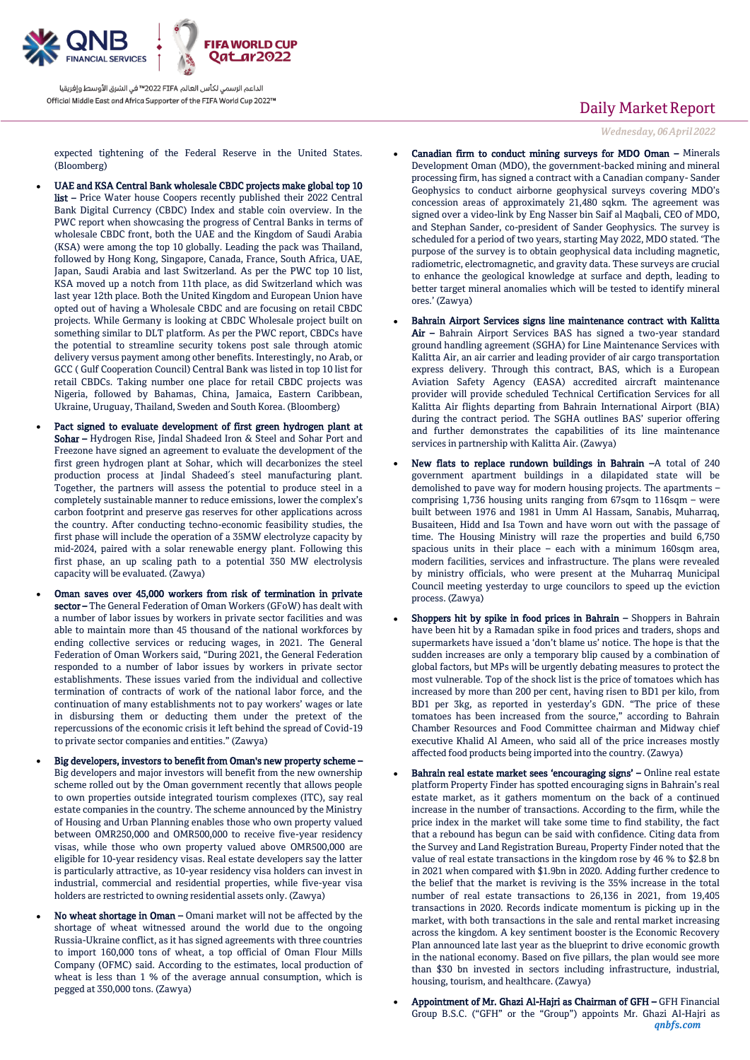expected tightening of the Federal Reserve in the United States. (Bloomberg)

- **UAE and KSA Central Bank wholesale CBDC projects make global top 10 list –** Price Water house Coopers recently published their 2022 Central Bank Digital Currency (CBDC) Index and stable coin overview. In the PWC report when showcasing the progress of Central Banks in terms of wholesale CBDC front, both the UAE and the Kingdom of Saudi Arabia (KSA) were among the top 10 globally. Leading the pack was Thailand, followed by Hong Kong, Singapore, Canada, France, South Africa, UAE, Japan, Saudi Arabia and last Switzerland. As per the PWC top 10 list, KSA moved up a notch from 11th place, as did Switzerland which was last year 12th place. Both the United Kingdom and European Union have opted out of having a Wholesale CBDC and are focusing on retail CBDC projects. While Germany is looking at CBDC Wholesale project built on something similar to DLT platform. As per the PWC report, CBDCs have the potential to streamline security tokens post sale through atomic delivery versus payment among other benefits. Interestingly, no Arab, or GCC ( Gulf Cooperation Council) Central Bank was listed in top 10 list for retail CBDCs. Taking number one place for retail CBDC projects was Nigeria, followed by Bahamas, China, Jamaica, Eastern Caribbean, Ukraine, Uruguay, Thailand, Sweden and South Korea. (Bloomberg)
- **Pact signed to evaluate development of first green hydrogen plant at Sohar –** Hydrogen Rise, Jindal Shadeed Iron & Steel and Sohar Port and Freezone have signed an agreement to evaluate the development of the first green hydrogen plant at Sohar, which will decarbonizes the steel production process at Jindal Shadeed´s steel manufacturing plant. Together, the partners will assess the potential to produce steel in a completely sustainable manner to reduce emissions, lower the complex's carbon footprint and preserve gas reserves for other applications across the country. After conducting techno-economic feasibility studies, the first phase will include the operation of a 35MW electrolyze capacity by mid-2024, paired with a solar renewable energy plant. Following this first phase, an up scaling path to a potential 350 MW electrolysis capacity will be evaluated. (Zawya)
- **Oman saves over 45,000 workers from risk of termination in private sector –** The General Federation of Oman Workers (GFoW) has dealt with a number of labor issues by workers in private sector facilities and was able to maintain more than 45 thousand of the national workforces by ending collective services or reducing wages, in 2021. The General Federation of Oman Workers said, "During 2021, the General Federation responded to a number of labor issues by workers in private sector establishments. These issues varied from the individual and collective termination of contracts of work of the national labor force, and the continuation of many establishments not to pay workers' wages or late in disbursing them or deducting them under the pretext of the repercussions of the economic crisis it left behind the spread of Covid-19 to private sector companies and entities." (Zawya)
- **Big developers, investors to benefit from Oman's new property scheme –** Big developers and major investors will benefit from the new ownership scheme rolled out by the Oman government recently that allows people to own properties outside integrated tourism complexes (ITC), say real estate companies in the country. The scheme announced by the Ministry of Housing and Urban Planning enables those who own property valued between OMR250,000 and OMR500,000 to receive five-year residency visas, while those who own property valued above OMR500,000 are eligible for 10-year residency visas. Real estate developers say the latter is particularly attractive, as 10-year residency visa holders can invest in industrial, commercial and residential properties, while five-year visa holders are restricted to owning residential assets only. (Zawya)
- **No wheat shortage in Oman –** Omani market will not be affected by the shortage of wheat witnessed around the world due to the ongoing Russia-Ukraine conflict, as it has signed agreements with three countries to import 160,000 tons of wheat, a top official of Oman Flour Mills Company (OFMC) said. According to the estimates, local production of wheat is less than 1 % of the average annual consumption, which is pegged at 350,000 tons. (Zawya)
- **Canadian firm to conduct mining surveys for MDO Oman –** Minerals Development Oman (MDO), the government-backed mining and mineral processing firm, has signed a contract with a Canadian company- Sander Geophysics to conduct airborne geophysical surveys covering MDO's concession areas of approximately 21,480 sqkm. The agreement was signed over a video-link by Eng Nasser bin Saif al Maqbali, CEO of MDO, and Stephan Sander, co-president of Sander Geophysics. The survey is scheduled for a period of two years, starting May 2022, MDO stated. 'The purpose of the survey is to obtain geophysical data including magnetic, radiometric, electromagnetic, and gravity data. These surveys are crucial to enhance the geological knowledge at surface and depth, leading to better target mineral anomalies which will be tested to identify mineral ores.' (Zawya)
- **Bahrain Airport Services signs line maintenance contract with Kalitta Air –** Bahrain Airport Services BAS has signed a two-year standard ground handling agreement (SGHA) for Line Maintenance Services with Kalitta Air, an air carrier and leading provider of air cargo transportation express delivery. Through this contract, BAS, which is a European Aviation Safety Agency (EASA) accredited aircraft maintenance provider will provide scheduled Technical Certification Services for all Kalitta Air flights departing from Bahrain International Airport (BIA) during the contract period. The SGHA outlines BAS' superior offering and further demonstrates the capabilities of its line maintenance services in partnership with Kalitta Air. (Zawya)
- **New flats to replace rundown buildings in Bahrain –**A total of 240 government apartment buildings in a dilapidated state will be demolished to pave way for modern housing projects. The apartments – comprising 1,736 housing units ranging from 67sqm to 116sqm – were built between 1976 and 1981 in Umm Al Hassam, Sanabis, Muharraq, Busaiteen, Hidd and Isa Town and have worn out with the passage of time. The Housing Ministry will raze the properties and build 6,750 spacious units in their place – each with a minimum 160sqm area, modern facilities, services and infrastructure. The plans were revealed by ministry officials, who were present at the Muharraq Municipal Council meeting yesterday to urge councilors to speed up the eviction process. (Zawya)
- **Shoppers hit by spike in food prices in Bahrain –** Shoppers in Bahrain have been hit by a Ramadan spike in food prices and traders, shops and supermarkets have issued a 'don't blame us' notice. The hope is that the sudden increases are only a temporary blip caused by a combination of global factors, but MPs will be urgently debating measures to protect the most vulnerable. Top of the shock list is the price of tomatoes which has increased by more than 200 per cent, having risen to BD1 per kilo, from BD1 per 3kg, as reported in yesterday's GDN. "The price of these tomatoes has been increased from the source," according to Bahrain Chamber Resources and Food Committee chairman and Midway chief executive Khalid Al Ameen, who said all of the price increases mostly affected food products being imported into the country. (Zawya)
- **Bahrain real estate market sees 'encouraging signs' –** Online real estate platform Property Finder has spotted encouraging signs in Bahrain's real estate market, as it gathers momentum on the back of a continued increase in the number of transactions. According to the firm, while the price index in the market will take some time to find stability, the fact that a rebound has begun can be said with confidence. Citing data from the Survey and Land Registration Bureau, Property Finder noted that the value of real estate transactions in the kingdom rose by 46 % to $2.8 bn in 2021 when compared with $1.9bn in 2020. Adding further credence to the belief that the market is reviving is the 35% increase in the total number of real estate transactions to 26,136 in 2021, from 19,405 transactions in 2020. Records indicate momentum is picking up in the market, with both transactions in the sale and rental market increasing across the kingdom. A key sentiment booster is the Economic Recovery Plan announced late last year as the blueprint to drive economic growth in the national economy. Based on five pillars, the plan would see more than $30 bn invested in sectors including infrastructure, industrial, housing, tourism, and healthcare. (Zawya)
- **Appointment of Mr. Ghazi Al-Hajri as Chairman of GFH –** GFH Financial Group B.S.C. ("GFH" or the "Group") appoints Mr. Ghazi Al-Hajri as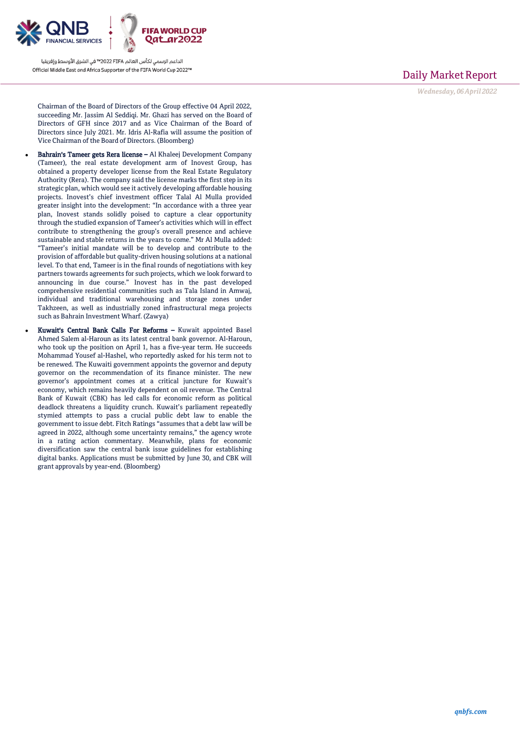Chairman of the Board of Directors of the Group effective 04 April 2022, succeeding Mr. Jassim Al Seddiqi. Mr. Ghazi has served on the Board of Directors of GFH since 2017 and as Vice Chairman of the Board of Directors since July 2021. Mr. Idris Al-Rafia will assume the position of Vice Chairman of the Board of Directors. (Bloomberg)

- **Bahrain's Tameer gets Rera license –** Al Khaleej Development Company (Tameer), the real estate development arm of Inovest Group, has obtained a property developer license from the Real Estate Regulatory Authority (Rera). The company said the license marks the first step in its strategic plan, which would see it actively developing affordable housing projects. Inovest's chief investment officer Talal Al Mulla provided greater insight into the development: "In accordance with a three year plan, Inovest stands solidly poised to capture a clear opportunity through the studied expansion of Tameer's activities which will in effect contribute to strengthening the group's overall presence and achieve sustainable and stable returns in the years to come." Mr Al Mulla added: "Tameer's initial mandate will be to develop and contribute to the provision of affordable but quality-driven housing solutions at a national level. To that end, Tameer is in the final rounds of negotiations with key partners towards agreements for such projects, which we look forward to announcing in due course." Inovest has in the past developed comprehensive residential communities such as Tala Island in Amwaj, individual and traditional warehousing and storage zones under Takhzeen, as well as industrially zoned infrastructural mega projects such as Bahrain Investment Wharf. (Zawya)
- **Kuwait's Central Bank Calls For Reforms –** Kuwait appointed Basel Ahmed Salem al-Haroun as its latest central bank governor. Al-Haroun, who took up the position on April 1, has a five-year term. He succeeds Mohammad Yousef al-Hashel, who reportedly asked for his term not to be renewed. The Kuwaiti government appoints the governor and deputy governor on the recommendation of its finance minister. The new governor's appointment comes at a critical juncture for Kuwait's economy, which remains heavily dependent on oil revenue. The Central Bank of Kuwait (CBK) has led calls for economic reform as political deadlock threatens a liquidity crunch. Kuwait's parliament repeatedly stymied attempts to pass a crucial public debt law to enable the government to issue debt. Fitch Ratings "assumes that a debt law will be agreed in 2022, although some uncertainty remains," the agency wrote in a rating action commentary. Meanwhile, plans for economic diversification saw the central bank issue guidelines for establishing digital banks. Applications must be submitted by June 30, and CBK will grant approvals by year-end. (Bloomberg)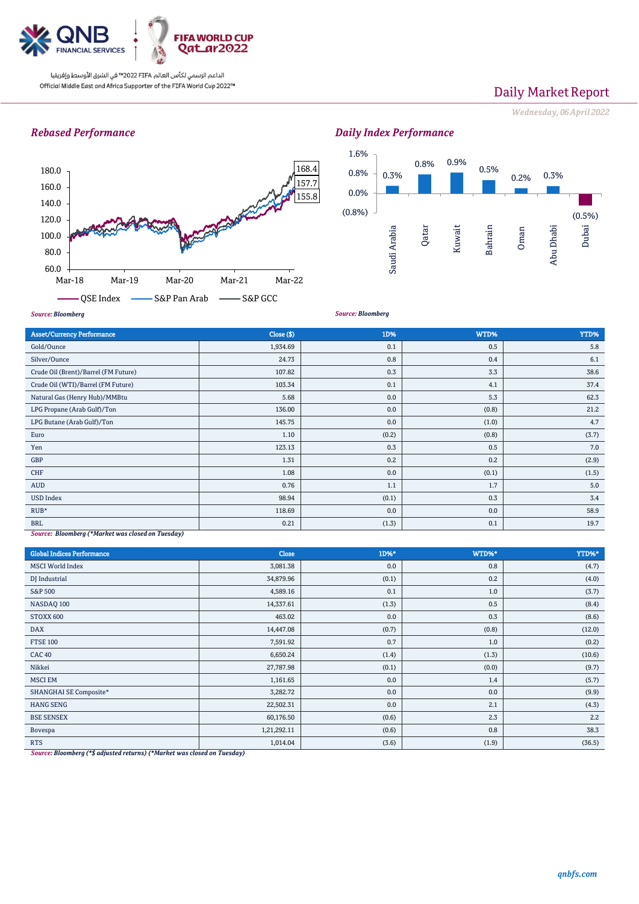Daily Market Report

*Wednesday, 06 April 2022*

### *Rebased Performance*

*Source: Bloomberg*

### *Daily Index Performance*

*Source: Bloomberg*

| Asset/Currency Performance | Close ($) | 1D% | WTD% | YTD% |
|---|---|---|---|---|
| Gold/Ounce | 1,934.69 | 0.1 | 0.5 | 5.8 |
| Silver/Ounce | 24.73 | 0.8 | 0.4 | 6.1 |
| Crude Oil (Brent)/Barrel (FM Future) | 107.82 | 0.3 | 3.3 | 38.6 |
| Crude Oil (WTI)/Barrel (FM Future) | 103.34 | 0.1 | 4.1 | 37.4 |
| Natural Gas (Henry Hub)/MMBtu | 5.68 | 0.0 | 5.3 | 62.3 |
| LPG Propane (Arab Gulf)/Ton | 136.00 | 0.0 | (0.8) | 21.2 |
| LPG Butane (Arab Gulf)/Ton | 145.75 | 0.0 | (1.0) | 4.7 |
| Euro | 1.10 | (0.2) | (0.8) | (3.7) |
| Yen | 123.13 | 0.3 | 0.5 | 7.0 |
| GBP | 1.31 | 0.2 | 0.2 | (2.9) |
| CHF | 1.08 | 0.0 | (0.1) | (1.5) |
| AUD | 0.76 | 1.1 | 1.7 | 5.0 |
| USD Index | 98.94 | (0.1) | 0.3 | 3.4 |
| RUB* | 118.69 | 0.0 | 0.0 | 58.9 |
| BRL | 0.21 | (1.3) | 0.1 | 19.7 |

*Source: Bloomberg (*Market was closed on Tuesday)*

| Global Indices Performance | Close | 1D%* | WTD%* | YTD%* |
|---|---|---|---|---|
| MSCI World Index | 3,081.38 | 0.0 | 0.8 | (4.7) |
| DJ Industrial | 34,879.96 | (0.1) | 0.2 | (4.0) |
| S&P 500 | 4,589.16 | 0.1 | 1.0 | (3.7) |
| NASDAQ 100 | 14,337.61 | (1.3) | 0.5 | (8.4) |
| STOXX 600 | 463.02 | 0.0 | 0.3 | (8.6) |
| DAX | 14,447.08 | (0.7) | (0.8) | (12.0) |
| FTSE 100 | 7,591.92 | 0.7 | 1.0 | (0.2) |
| CAC 40 | 6,650.24 | (1.4) | (1.3) | (10.6) |
| Nikkei | 27,787.98 | (0.1) | (0.0) | (9.7) |
| MSCI EM | 1,161.65 | 0.0 | 1.4 | (5.7) |
| SHANGHAI SE Composite* | 3,282.72 | 0.0 | 0.0 | (9.9) |
| HANG SENG | 22,502.31 | 0.0 | 2.1 | (4.3) |
| BSE SENSEX | 60,176.50 | (0.6) | 2.3 | 2.2 |
| Bovespa | 1,21,292.11 | (0.6) | 0.8 | 38.3 |
| RTS | 1,014.04 | (3.6) | (1.9) | (36.5) |

*Source: Bloomberg (*$ adjusted returns) (*Market was closed on Tuesday)*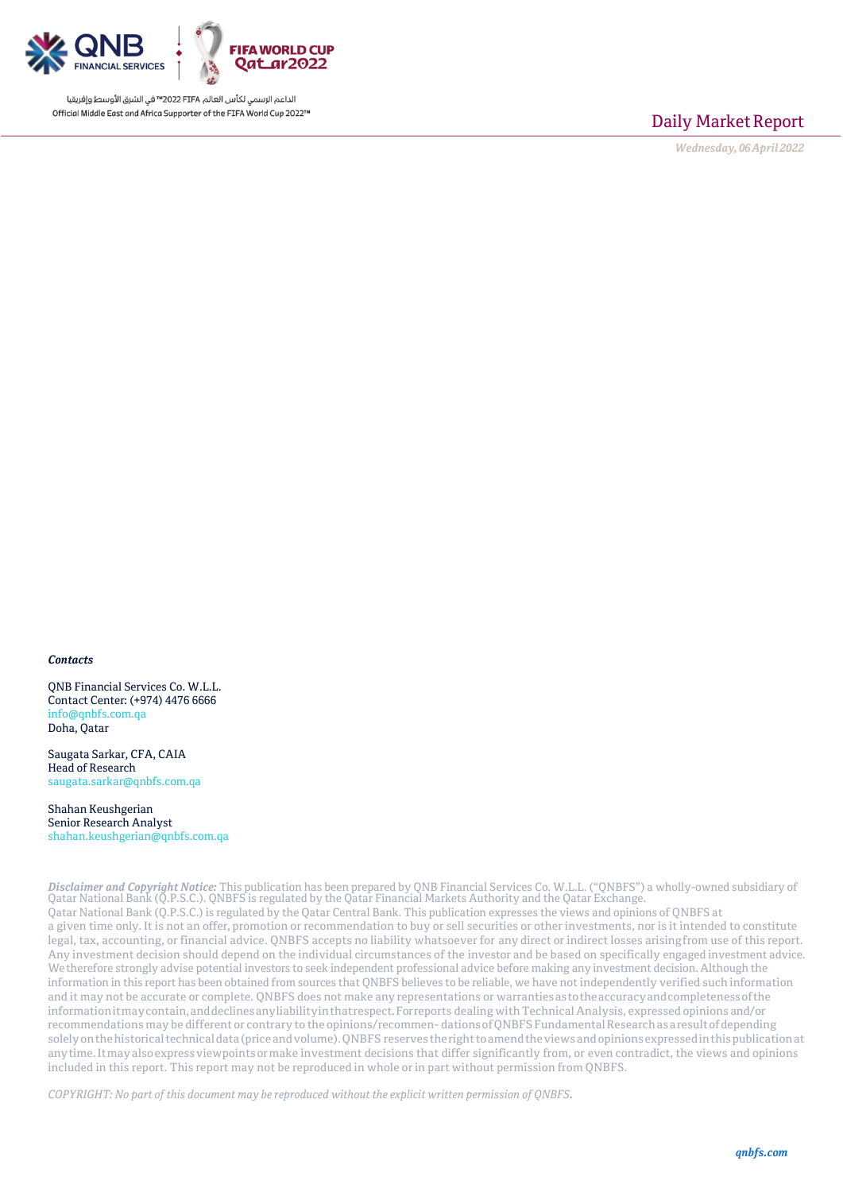Official Middle East and Africa Supporter of the FIFA World Cup 2022™

الداعم الرسمي لكأس العالم FIFA 2022™ في الشرق الأوسط وإفريقيا

# Daily Market Report

*Wednesday, 06 April 2022*

***Contacts***

QNB Financial Services Co. W.L.L.
Contact Center: (+974) 4476 6666
info@qnbfs.com.qa
Doha, Qatar

Saugata Sarkar, CFA, CAIA
Head of Research
saugata.sarkar@qnbfs.com.qa

Shahan Keushgerian
Senior Research Analyst
shahan.keushgerian@qnbfs.com.qa

***Disclaimer and Copyright Notice:*** This publication has been prepared by QNB Financial Services Co. W.L.L. ("QNBFS") a wholly-owned subsidiary of Qatar National Bank (Q.P.S.C.). QNBFS is regulated by the Qatar Financial Markets Authority and the Qatar Exchange. Qatar National Bank (Q.P.S.C.) is regulated by the Qatar Central Bank. This publication expresses the views and opinions of QNBFS at a given time only. It is not an offer, promotion or recommendation to buy or sell securities or other investments, nor is it intended to constitute legal, tax, accounting, or financial advice. QNBFS accepts no liability whatsoever for any direct or indirect losses arising from use of this report. Any investment decision should depend on the individual circumstances of the investor and be based on specifically engaged investment advice. We therefore strongly advise potential investors to seek independent professional advice before making any investment decision. Although the information in this report has been obtained from sources that QNBFS believes to be reliable, we have not independently verified such information and it may not be accurate or complete. QNBFS does not make any representations or warranties as to the accuracy and completeness of the information it may contain, and declines any liability in that respect. For reports dealing with Technical Analysis, expressed opinions and/or recommendations may be different or contrary to the opinions/recommen- dations of QNBFS Fundamental Research as a result of depending solely on the historical technical data (price and volume). QNBFS reserves the right to amend the views and opinions expressed in this publication at any time. It may also express viewpoints or make investment decisions that differ significantly from, or even contradict, the views and opinions included in this report. This report may not be reproduced in whole or in part without permission from QNBFS.

*COPYRIGHT: No part of this document may be reproduced without the explicit written permission of QNBFS.*

*qnbfs.com*